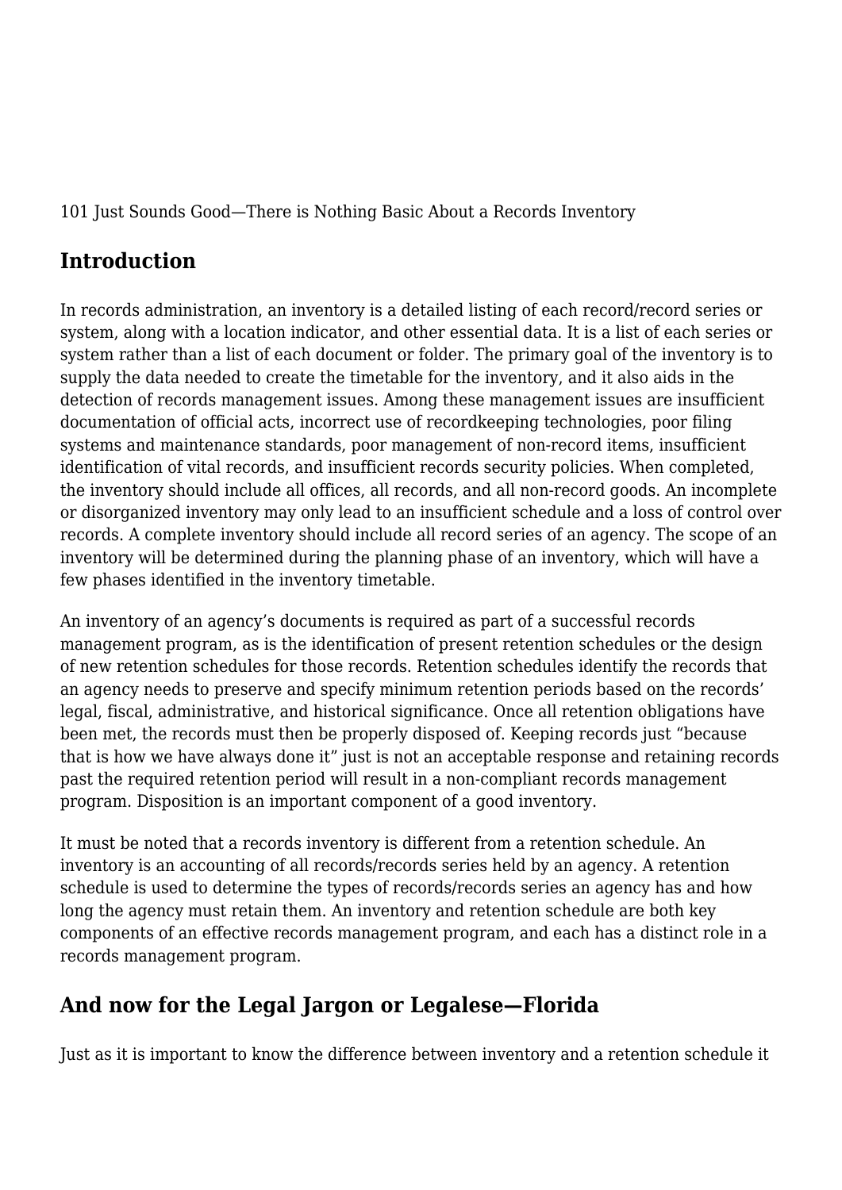101 Just Sounds Good—There is Nothing Basic About a Records Inventory

## Introduction

In records administration, an inventory is a detailed listing of each record/record series or system, along with a location indicator, and other essential data. It is a list of each series or system rather than a list of each document or folder. The primary goal of the inventory is to supply the data needed to create the timetable for the inventory, and it also aids in the detection of records management issues. Among these management issues are insufficient documentation of official acts, incorrect use of recordkeeping technologies, poor filing systems and maintenance standards, poor management of non-record items, insufficient identification of vital records, and insufficient records security policies. When completed, the inventory should include all offices, all records, and all non-record goods. An incomplete or disorganized inventory may only lead to an insufficient schedule and a loss of control over records. A complete inventory should include all record series of an agency. The scope of an inventory will be determined during the planning phase of an inventory, which will have a few phases identified in the inventory timetable.

An inventory of an agency's documents is required as part of a successful records management program, as is the identification of present retention schedules or the design of new retention schedules for those records. Retention schedules identify the records that an agency needs to preserve and specify minimum retention periods based on the records' legal, fiscal, administrative, and historical significance. Once all retention obligations have been met, the records must then be properly disposed of. Keeping records just "because that is how we have always done it" just is not an acceptable response and retaining records past the required retention period will result in a non-compliant records management program. Disposition is an important component of a good inventory.

It must be noted that a records inventory is different from a retention schedule. An inventory is an accounting of all records/records series held by an agency. A retention schedule is used to determine the types of records/records series an agency has and how long the agency must retain them. An inventory and retention schedule are both key components of an effective records management program, and each has a distinct role in a records management program.

## And now for the Legal Jargon or Legalese—Florida

Just as it is important to know the difference between inventory and a retention schedule it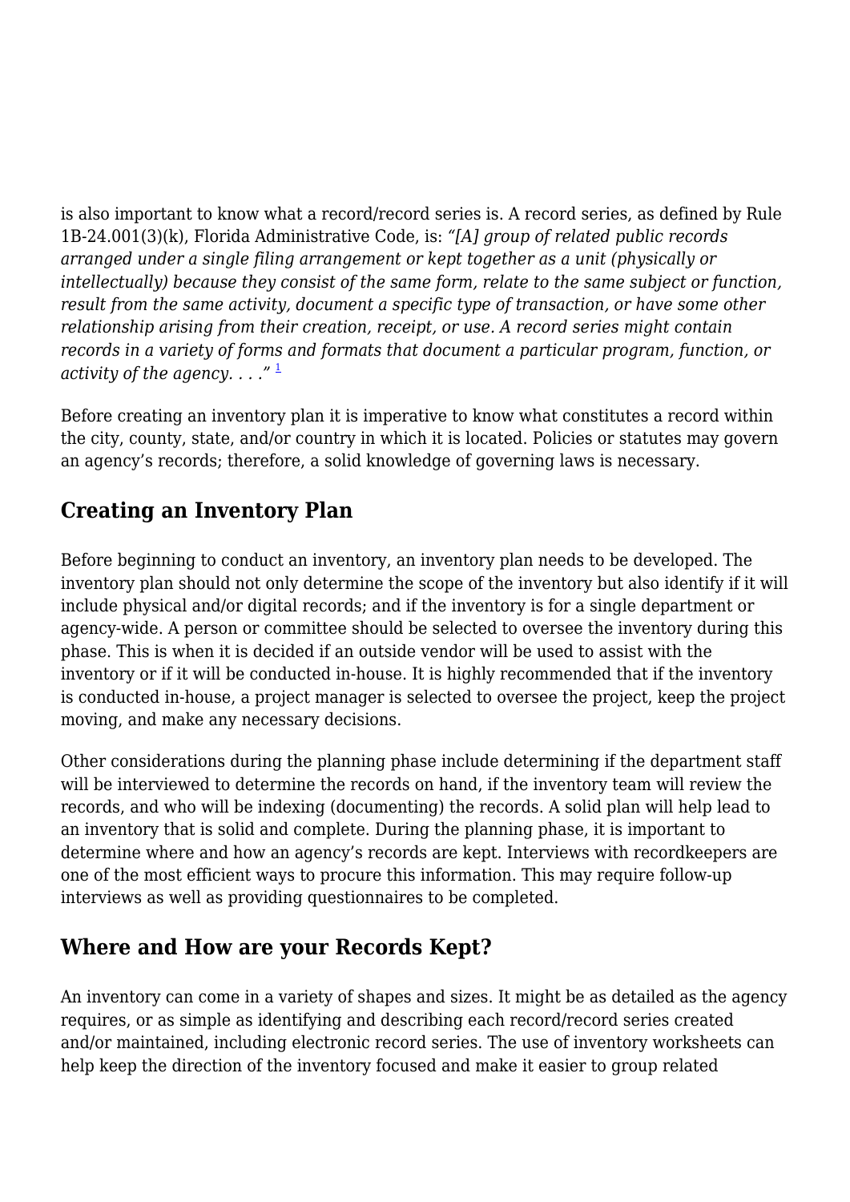is also important to know what a record/record series is. A record series, as defined by Rule 1B-24.001(3)(k), Florida Administrative Code, is: *"[A] group of related public records arranged under a single filing arrangement or kept together as a unit (physically or intellectually) because they consist of the same form, relate to the same subject or function, result from the same activity, document a specific type of transaction, or have some other relationship arising from their creation, receipt, or use. A record series might contain records in a variety of forms and formats that document a particular program, function, or activity of the agency. . . ."* [1]

Before creating an inventory plan it is imperative to know what constitutes a record within the city, county, state, and/or country in which it is located. Policies or statutes may govern an agency's records; therefore, a solid knowledge of governing laws is necessary.

## Creating an Inventory Plan

Before beginning to conduct an inventory, an inventory plan needs to be developed. The inventory plan should not only determine the scope of the inventory but also identify if it will include physical and/or digital records; and if the inventory is for a single department or agency-wide. A person or committee should be selected to oversee the inventory during this phase. This is when it is decided if an outside vendor will be used to assist with the inventory or if it will be conducted in-house. It is highly recommended that if the inventory is conducted in-house, a project manager is selected to oversee the project, keep the project moving, and make any necessary decisions.

Other considerations during the planning phase include determining if the department staff will be interviewed to determine the records on hand, if the inventory team will review the records, and who will be indexing (documenting) the records. A solid plan will help lead to an inventory that is solid and complete. During the planning phase, it is important to determine where and how an agency's records are kept. Interviews with recordkeepers are one of the most efficient ways to procure this information. This may require follow-up interviews as well as providing questionnaires to be completed.

## Where and How are your Records Kept?

An inventory can come in a variety of shapes and sizes. It might be as detailed as the agency requires, or as simple as identifying and describing each record/record series created and/or maintained, including electronic record series. The use of inventory worksheets can help keep the direction of the inventory focused and make it easier to group related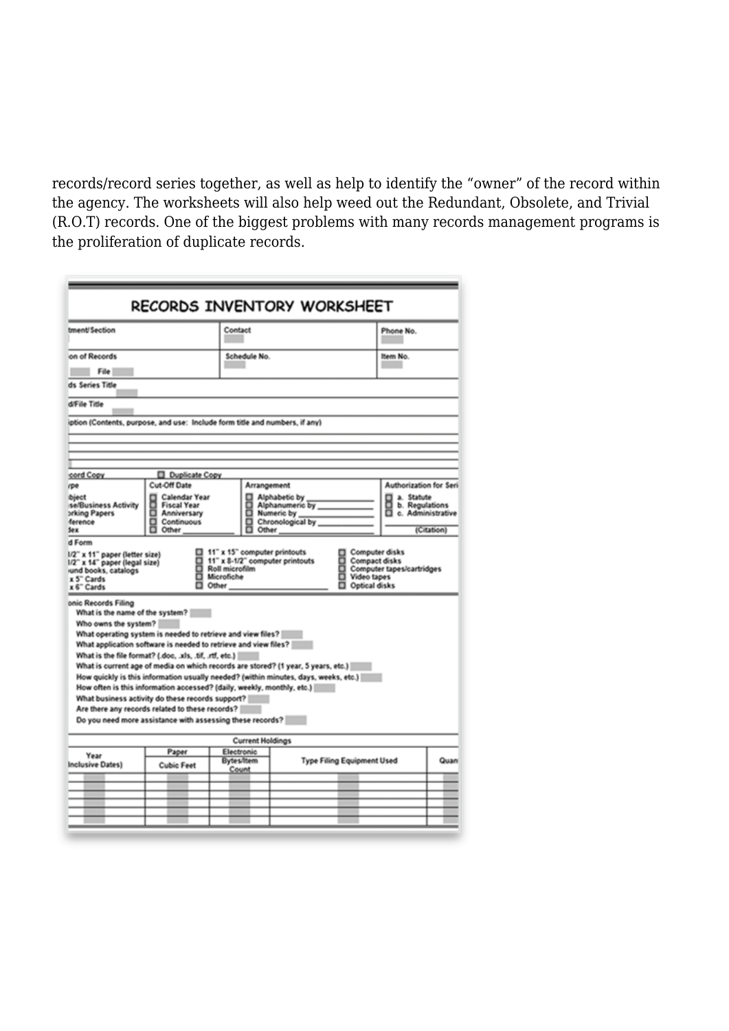records/record series together, as well as help to identify the "owner" of the record within the agency. The worksheets will also help weed out the Redundant, Obsolete, and Trivial (R.O.T) records. One of the biggest problems with many records management programs is the proliferation of duplicate records.

**RECORDS INVENTORY WORKSHEET**

| tment/Section | Contact | Phone No. |
|---|---|---|
| on of Records / File | Schedule No. | Item No. |

ds Series Title

d/File Title

iption (Contents, purpose, and use: Include form title and numbers, if any)

cord Copy ☐ Duplicate Copy

| ype | Cut-Off Date | Arrangement | Authorization for Seri |
|---|---|---|---|
| bject | ☐ Calendar Year | ☐ Alphabetic by | ☐ a. Statute |
| se/Business Activity | ☐ Fiscal Year | ☐ Alphanumeric by | ☐ b. Regulations |
| orking Papers | ☐ Anniversary | ☐ Numeric by | ☐ c. Administrative |
| ference | ☐ Continuous | ☐ Chronological by | |
| dex | ☐ Other | ☐ Other | (Citation) |

d Form

| | | |
|---|---|---|
| 1/2" x 11" paper (letter size) | ☐ 11" x 15" computer printouts | ☐ Computer disks |
| 1/2" x 14" paper (legal size) | ☐ 11" x 8-1/2" computer printouts | ☐ Compact disks |
| ound books, catalogs | ☐ Roll microfilm | ☐ Computer tapes/cartridges |
| x 5" Cards | ☐ Microfiche | ☐ Video tapes |
| x 6" Cards | ☐ Other | ☐ Optical disks |

onic Records Filing

- What is the name of the system?
- Who owns the system?
- What operating system is needed to retrieve and view files?
- What application software is needed to retrieve and view files?
- What is the file format? (.doc, .xls, .tif, .rtf, etc.)
- What is current age of media on which records are stored? (1 year, 5 years, etc.)
- How quickly is this information usually needed? (within minutes, days, weeks, etc.)
- How often is this information accessed? (daily, weekly, monthly, etc.)
- What business activity do these records support?
- Are there any records related to these records?
- Do you need more assistance with assessing these records?

Current Holdings

| Year Inclusive Dates) | Paper Cubic Feet | Electronic Bytes/Item Count | Type Filing Equipment Used | Quan |
|---|---|---|---|---|
| | | | | |
| | | | | |
| | | | | |
| | | | | |
| | | | | |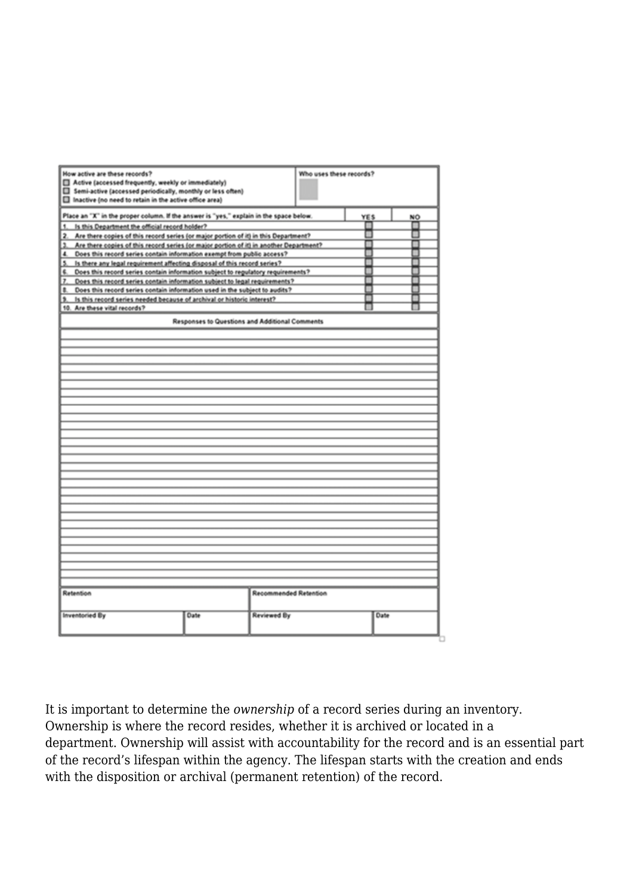| How active are these records? ☐ Active (accessed frequently, weekly or immediately) ☐ Semi-active (accessed periodically, monthly or less often) ☐ Inactive (no need to retain in the active office area) | | Who uses these records? | |
|---|---|---|---|

| Place an "X" in the proper column. If the answer is "yes," explain in the space below. | YES | NO |
|---|---|---|
| 1. Is this Department the official record holder? | ☐ | ☐ |
| 2. Are there copies of this record series (or major portion of it) in this Department? | ☐ | ☐ |
| 3. Are there copies of this record series (or major portion of it) in another Department? | ☐ | ☐ |
| 4. Does this record series contain information exempt from public access? | ☐ | ☐ |
| 5. Is there any legal requirement affecting disposal of this record series? | ☐ | ☐ |
| 6. Does this record series contain information subject to regulatory requirements? | ☐ | ☐ |
| 7. Does this record series contain information subject to legal requirements? | ☐ | ☐ |
| 8. Does this record series contain information used in the subject to audits? | ☐ | ☐ |
| 9. Is this record series needed because of archival or historic interest? | ☐ | ☐ |
| 10. Are these vital records? | ☐ | ☐ |

**Responses to Questions and Additional Comments**

| Retention | | Recommended Retention | |
|---|---|---|---|
| Inventoried By | Date | Reviewed By | Date |

It is important to determine the *ownership* of a record series during an inventory. Ownership is where the record resides, whether it is archived or located in a department. Ownership will assist with accountability for the record and is an essential part of the record's lifespan within the agency. The lifespan starts with the creation and ends with the disposition or archival (permanent retention) of the record.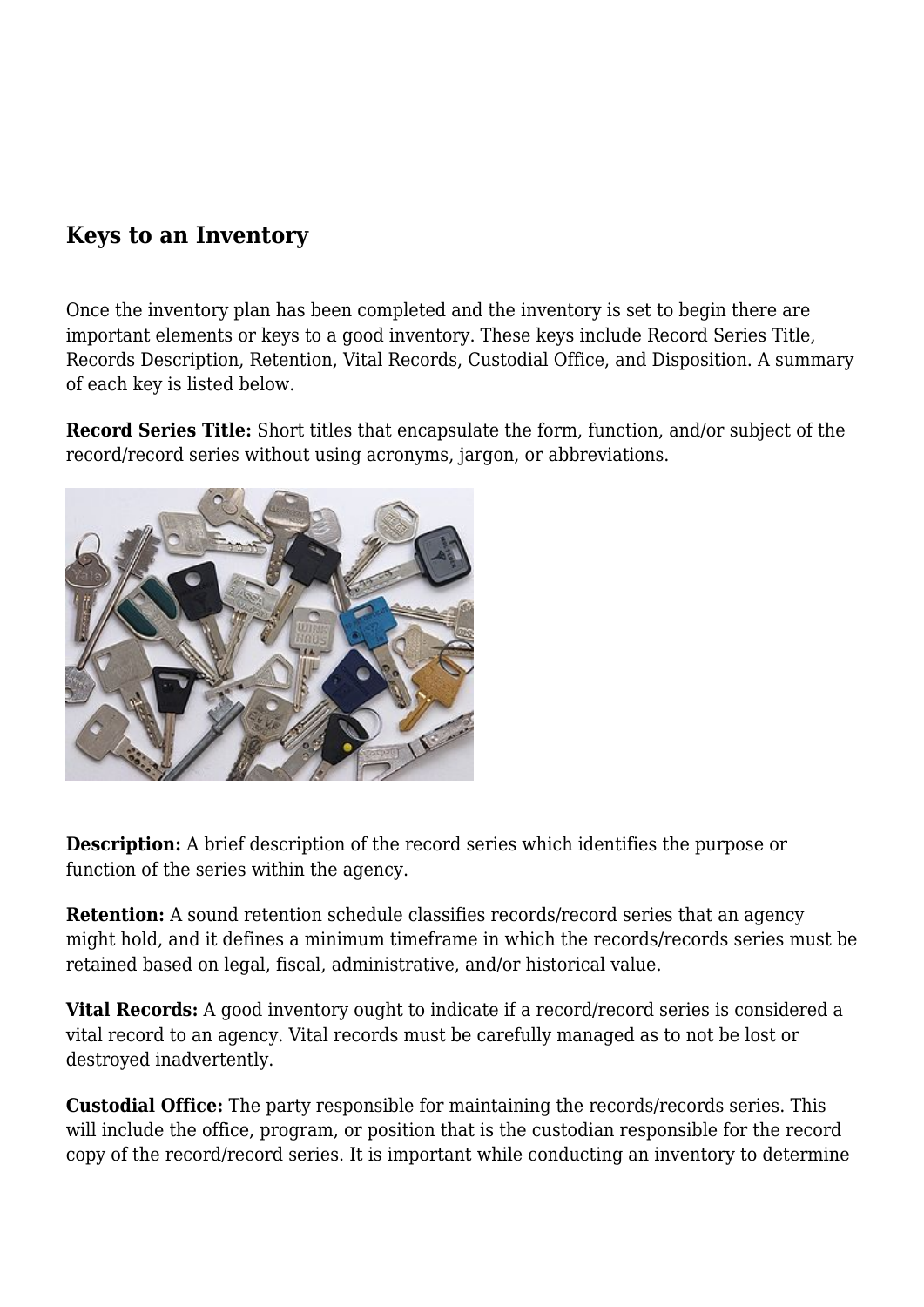## Keys to an Inventory

Once the inventory plan has been completed and the inventory is set to begin there are important elements or keys to a good inventory. These keys include Record Series Title, Records Description, Retention, Vital Records, Custodial Office, and Disposition. A summary of each key is listed below.

**Record Series Title:** Short titles that encapsulate the form, function, and/or subject of the record/record series without using acronyms, jargon, or abbreviations.

**Description:** A brief description of the record series which identifies the purpose or function of the series within the agency.

**Retention:** A sound retention schedule classifies records/record series that an agency might hold, and it defines a minimum timeframe in which the records/records series must be retained based on legal, fiscal, administrative, and/or historical value.

**Vital Records:** A good inventory ought to indicate if a record/record series is considered a vital record to an agency. Vital records must be carefully managed as to not be lost or destroyed inadvertently.

**Custodial Office:** The party responsible for maintaining the records/records series. This will include the office, program, or position that is the custodian responsible for the record copy of the record/record series. It is important while conducting an inventory to determine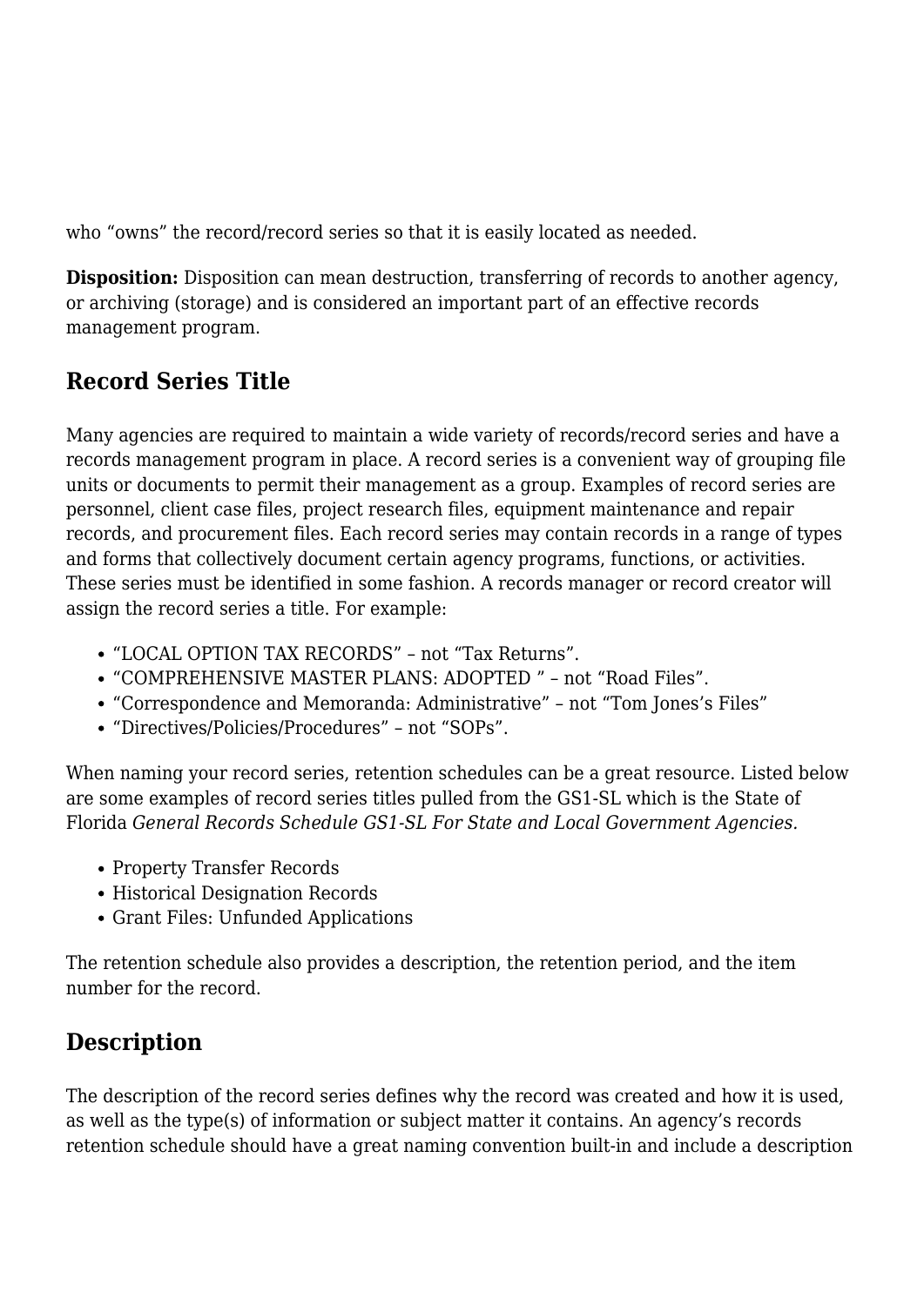who “owns” the record/record series so that it is easily located as needed.

**Disposition:** Disposition can mean destruction, transferring of records to another agency, or archiving (storage) and is considered an important part of an effective records management program.

## Record Series Title

Many agencies are required to maintain a wide variety of records/record series and have a records management program in place. A record series is a convenient way of grouping file units or documents to permit their management as a group. Examples of record series are personnel, client case files, project research files, equipment maintenance and repair records, and procurement files. Each record series may contain records in a range of types and forms that collectively document certain agency programs, functions, or activities. These series must be identified in some fashion. A records manager or record creator will assign the record series a title. For example:

- “LOCAL OPTION TAX RECORDS” – not “Tax Returns”.
- “COMPREHENSIVE MASTER PLANS: ADOPTED ” – not “Road Files”.
- “Correspondence and Memoranda: Administrative” – not “Tom Jones’s Files”
- “Directives/Policies/Procedures” – not “SOPs”.

When naming your record series, retention schedules can be a great resource. Listed below are some examples of record series titles pulled from the GS1-SL which is the State of Florida *General Records Schedule GS1-SL For State and Local Government Agencies.*

- Property Transfer Records
- Historical Designation Records
- Grant Files: Unfunded Applications

The retention schedule also provides a description, the retention period, and the item number for the record.

## Description

The description of the record series defines why the record was created and how it is used, as well as the type(s) of information or subject matter it contains. An agency’s records retention schedule should have a great naming convention built-in and include a description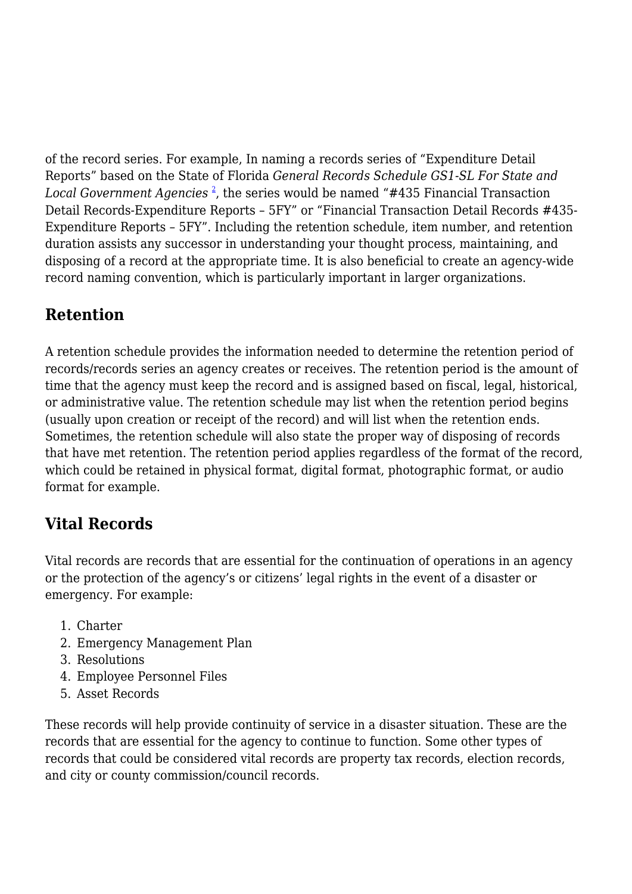of the record series. For example, In naming a records series of "Expenditure Detail Reports" based on the State of Florida *General Records Schedule GS1-SL For State and Local Government Agencies* [2], the series would be named "#435 Financial Transaction Detail Records-Expenditure Reports – 5FY" or "Financial Transaction Detail Records #435-Expenditure Reports – 5FY". Including the retention schedule, item number, and retention duration assists any successor in understanding your thought process, maintaining, and disposing of a record at the appropriate time. It is also beneficial to create an agency-wide record naming convention, which is particularly important in larger organizations.

## Retention

A retention schedule provides the information needed to determine the retention period of records/records series an agency creates or receives. The retention period is the amount of time that the agency must keep the record and is assigned based on fiscal, legal, historical, or administrative value. The retention schedule may list when the retention period begins (usually upon creation or receipt of the record) and will list when the retention ends. Sometimes, the retention schedule will also state the proper way of disposing of records that have met retention. The retention period applies regardless of the format of the record, which could be retained in physical format, digital format, photographic format, or audio format for example.

## Vital Records

Vital records are records that are essential for the continuation of operations in an agency or the protection of the agency's or citizens' legal rights in the event of a disaster or emergency. For example:

1. Charter
2. Emergency Management Plan
3. Resolutions
4. Employee Personnel Files
5. Asset Records

These records will help provide continuity of service in a disaster situation. These are the records that are essential for the agency to continue to function. Some other types of records that could be considered vital records are property tax records, election records, and city or county commission/council records.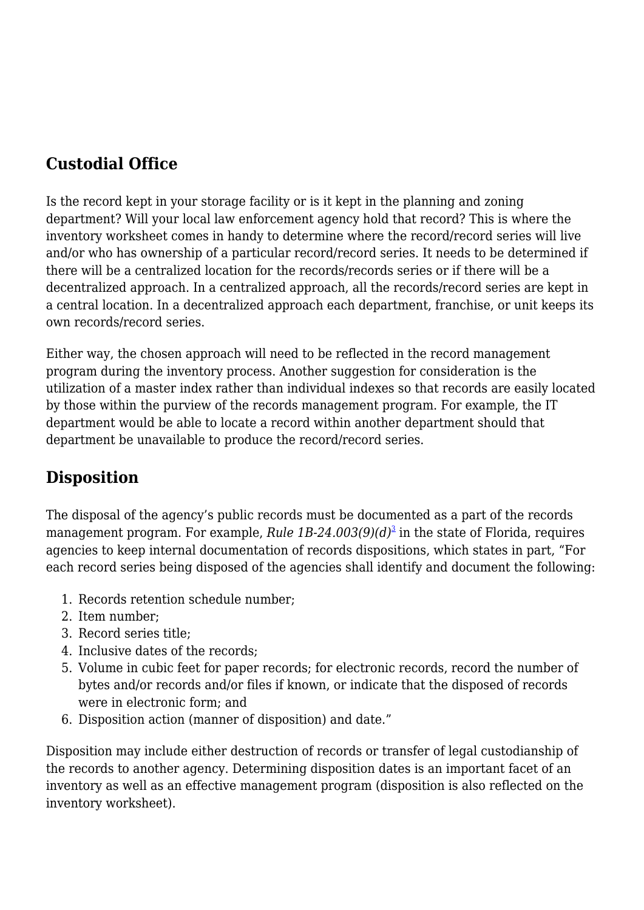## Custodial Office

Is the record kept in your storage facility or is it kept in the planning and zoning department? Will your local law enforcement agency hold that record? This is where the inventory worksheet comes in handy to determine where the record/record series will live and/or who has ownership of a particular record/record series. It needs to be determined if there will be a centralized location for the records/records series or if there will be a decentralized approach. In a centralized approach, all the records/record series are kept in a central location. In a decentralized approach each department, franchise, or unit keeps its own records/record series.

Either way, the chosen approach will need to be reflected in the record management program during the inventory process. Another suggestion for consideration is the utilization of a master index rather than individual indexes so that records are easily located by those within the purview of the records management program. For example, the IT department would be able to locate a record within another department should that department be unavailable to produce the record/record series.

## Disposition

The disposal of the agency's public records must be documented as a part of the records management program. For example, *Rule 1B-24.003(9)(d)*[3] in the state of Florida, requires agencies to keep internal documentation of records dispositions, which states in part, "For each record series being disposed of the agencies shall identify and document the following:

1. Records retention schedule number;
2. Item number;
3. Record series title;
4. Inclusive dates of the records;
5. Volume in cubic feet for paper records; for electronic records, record the number of bytes and/or records and/or files if known, or indicate that the disposed of records were in electronic form; and
6. Disposition action (manner of disposition) and date."

Disposition may include either destruction of records or transfer of legal custodianship of the records to another agency. Determining disposition dates is an important facet of an inventory as well as an effective management program (disposition is also reflected on the inventory worksheet).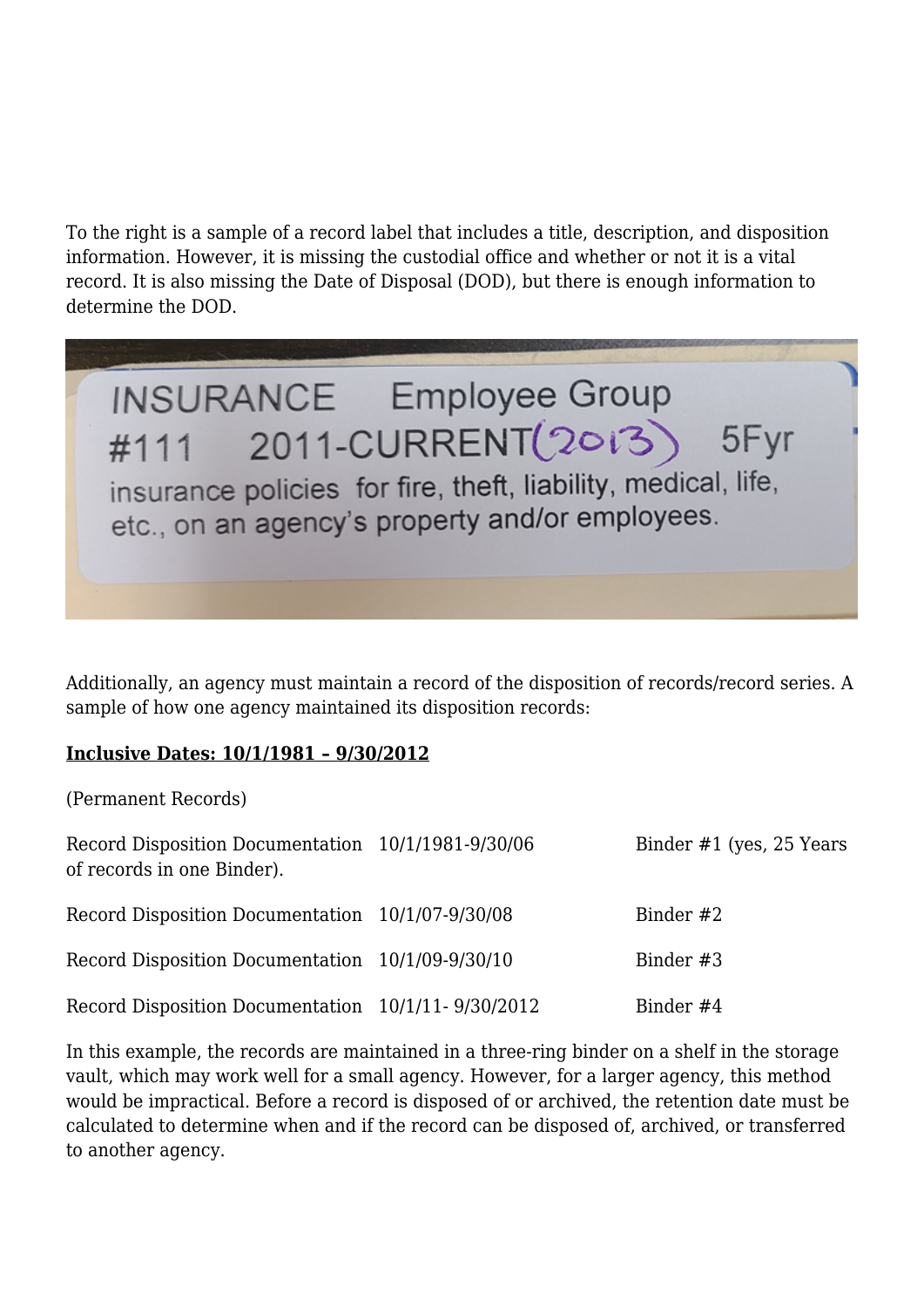To the right is a sample of a record label that includes a title, description, and disposition information. However, it is missing the custodial office and whether or not it is a vital record. It is also missing the Date of Disposal (DOD), but there is enough information to determine the DOD.

INSURANCE Employee Group
#111 2011-CURRENT(2013) 5Fyr
insurance policies for fire, theft, liability, medical, life, etc., on an agency's property and/or employees.

Additionally, an agency must maintain a record of the disposition of records/record series. A sample of how one agency maintained its disposition records:

**Inclusive Dates: 10/1/1981 – 9/30/2012**

(Permanent Records)

| | | |
|---|---|---|
| Record Disposition Documentation of records in one Binder). | 10/1/1981-9/30/06 | Binder #1 (yes, 25 Years |
| Record Disposition Documentation | 10/1/07-9/30/08 | Binder #2 |
| Record Disposition Documentation | 10/1/09-9/30/10 | Binder #3 |
| Record Disposition Documentation | 10/1/11- 9/30/2012 | Binder #4 |

In this example, the records are maintained in a three-ring binder on a shelf in the storage vault, which may work well for a small agency. However, for a larger agency, this method would be impractical. Before a record is disposed of or archived, the retention date must be calculated to determine when and if the record can be disposed of, archived, or transferred to another agency.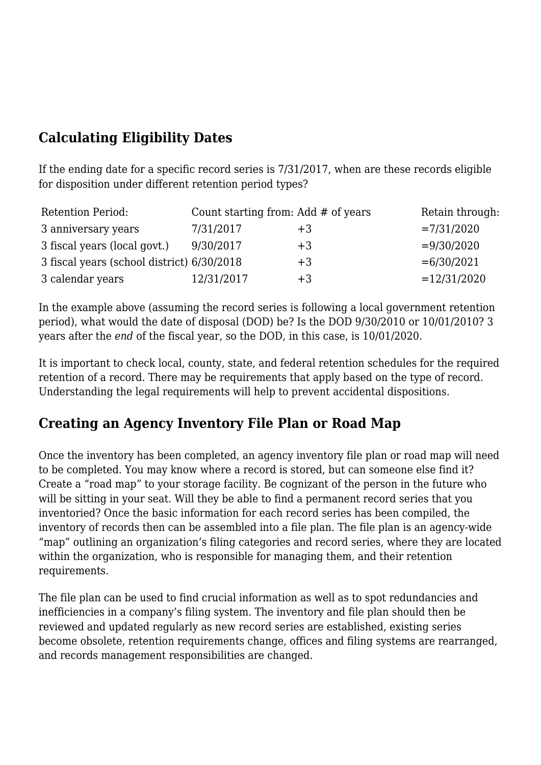## Calculating Eligibility Dates

If the ending date for a specific record series is 7/31/2017, when are these records eligible for disposition under different retention period types?

| Retention Period: | Count starting from: | Add # of years | Retain through: |
|---|---|---|---|
| 3 anniversary years | 7/31/2017 | +3 | =7/31/2020 |
| 3 fiscal years (local govt.) | 9/30/2017 | +3 | =9/30/2020 |
| 3 fiscal years (school district) | 6/30/2018 | +3 | =6/30/2021 |
| 3 calendar years | 12/31/2017 | +3 | =12/31/2020 |

In the example above (assuming the record series is following a local government retention period), what would the date of disposal (DOD) be? Is the DOD 9/30/2010 or 10/01/2010? 3 years after the *end* of the fiscal year, so the DOD, in this case, is 10/01/2020.

It is important to check local, county, state, and federal retention schedules for the required retention of a record. There may be requirements that apply based on the type of record. Understanding the legal requirements will help to prevent accidental dispositions.

## Creating an Agency Inventory File Plan or Road Map

Once the inventory has been completed, an agency inventory file plan or road map will need to be completed. You may know where a record is stored, but can someone else find it? Create a "road map" to your storage facility. Be cognizant of the person in the future who will be sitting in your seat. Will they be able to find a permanent record series that you inventoried? Once the basic information for each record series has been compiled, the inventory of records then can be assembled into a file plan. The file plan is an agency-wide "map" outlining an organization's filing categories and record series, where they are located within the organization, who is responsible for managing them, and their retention requirements.

The file plan can be used to find crucial information as well as to spot redundancies and inefficiencies in a company's filing system. The inventory and file plan should then be reviewed and updated regularly as new record series are established, existing series become obsolete, retention requirements change, offices and filing systems are rearranged, and records management responsibilities are changed.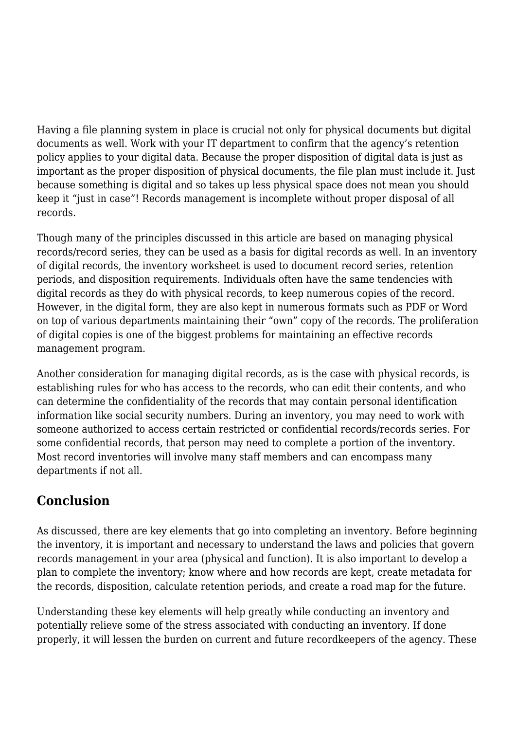Having a file planning system in place is crucial not only for physical documents but digital documents as well. Work with your IT department to confirm that the agency's retention policy applies to your digital data. Because the proper disposition of digital data is just as important as the proper disposition of physical documents, the file plan must include it. Just because something is digital and so takes up less physical space does not mean you should keep it "just in case"! Records management is incomplete without proper disposal of all records.

Though many of the principles discussed in this article are based on managing physical records/record series, they can be used as a basis for digital records as well. In an inventory of digital records, the inventory worksheet is used to document record series, retention periods, and disposition requirements. Individuals often have the same tendencies with digital records as they do with physical records, to keep numerous copies of the record. However, in the digital form, they are also kept in numerous formats such as PDF or Word on top of various departments maintaining their "own" copy of the records. The proliferation of digital copies is one of the biggest problems for maintaining an effective records management program.

Another consideration for managing digital records, as is the case with physical records, is establishing rules for who has access to the records, who can edit their contents, and who can determine the confidentiality of the records that may contain personal identification information like social security numbers. During an inventory, you may need to work with someone authorized to access certain restricted or confidential records/records series. For some confidential records, that person may need to complete a portion of the inventory. Most record inventories will involve many staff members and can encompass many departments if not all.

## Conclusion

As discussed, there are key elements that go into completing an inventory. Before beginning the inventory, it is important and necessary to understand the laws and policies that govern records management in your area (physical and function). It is also important to develop a plan to complete the inventory; know where and how records are kept, create metadata for the records, disposition, calculate retention periods, and create a road map for the future.

Understanding these key elements will help greatly while conducting an inventory and potentially relieve some of the stress associated with conducting an inventory. If done properly, it will lessen the burden on current and future recordkeepers of the agency. These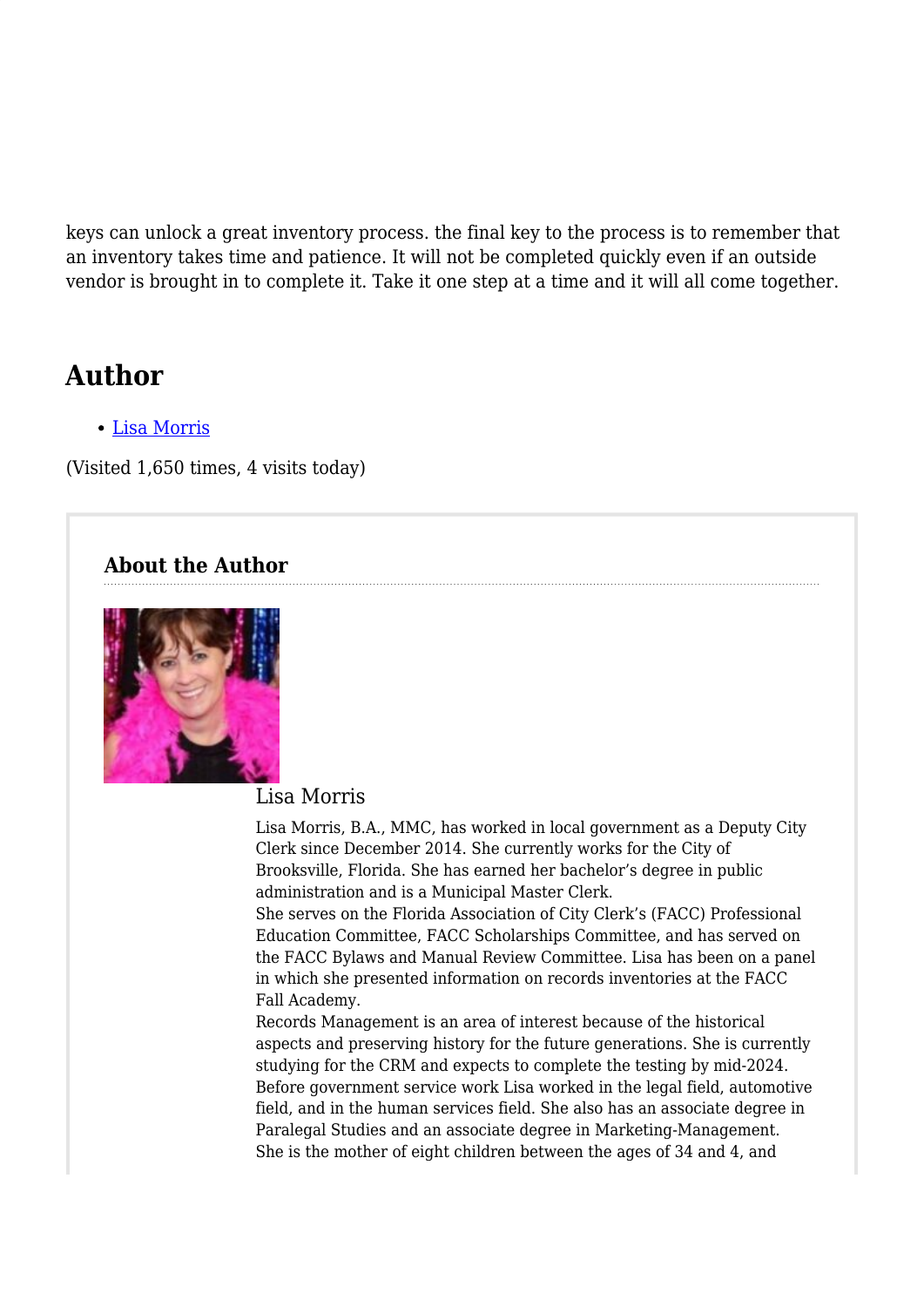keys can unlock a great inventory process. the final key to the process is to remember that an inventory takes time and patience. It will not be completed quickly even if an outside vendor is brought in to complete it. Take it one step at a time and it will all come together.

## Author

- Lisa Morris

(Visited 1,650 times, 4 visits today)

### About the Author

Lisa Morris

Lisa Morris, B.A., MMC, has worked in local government as a Deputy City Clerk since December 2014. She currently works for the City of Brooksville, Florida. She has earned her bachelor's degree in public administration and is a Municipal Master Clerk.
She serves on the Florida Association of City Clerk's (FACC) Professional Education Committee, FACC Scholarships Committee, and has served on the FACC Bylaws and Manual Review Committee. Lisa has been on a panel in which she presented information on records inventories at the FACC Fall Academy.
Records Management is an area of interest because of the historical aspects and preserving history for the future generations. She is currently studying for the CRM and expects to complete the testing by mid-2024.
Before government service work Lisa worked in the legal field, automotive field, and in the human services field. She also has an associate degree in Paralegal Studies and an associate degree in Marketing-Management.
She is the mother of eight children between the ages of 34 and 4, and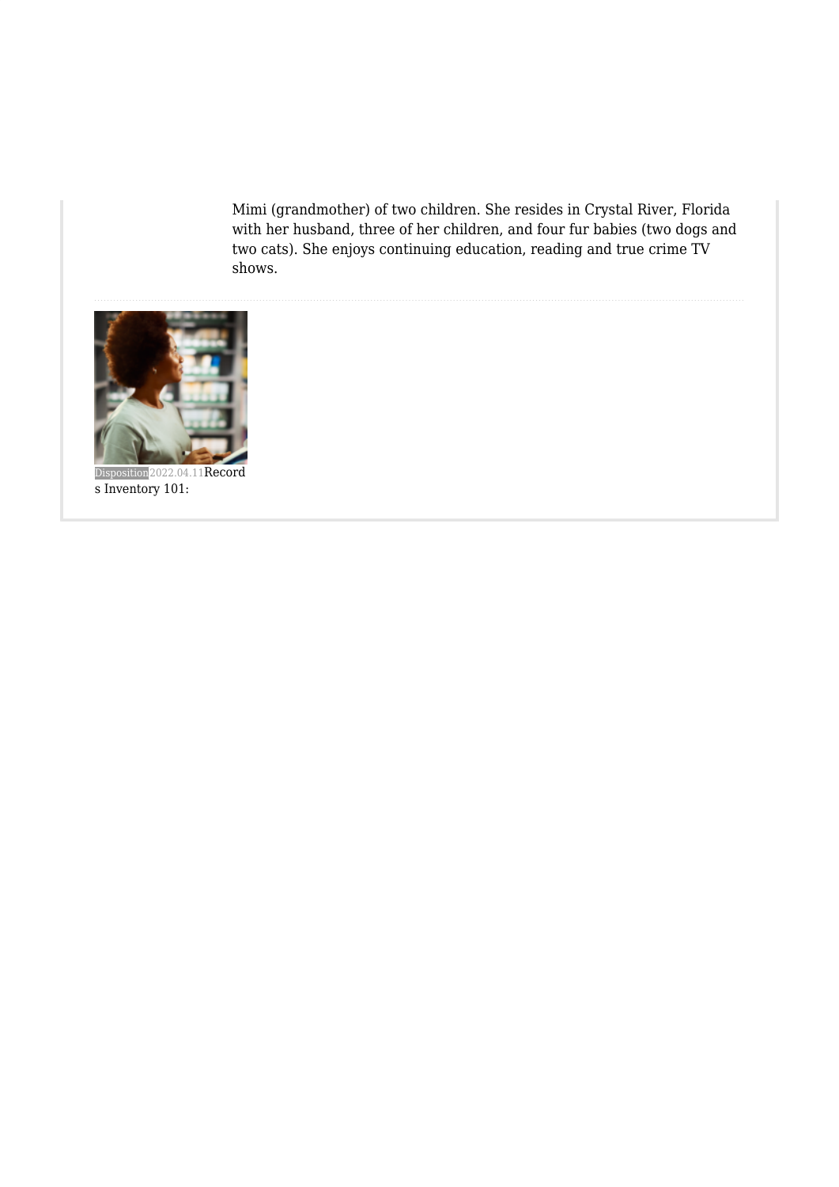Mimi (grandmother) of two children. She resides in Crystal River, Florida with her husband, three of her children, and four fur babies (two dogs and two cats). She enjoys continuing education, reading and true crime TV shows.

Disposition 2022.04.11 Records Inventory 101: